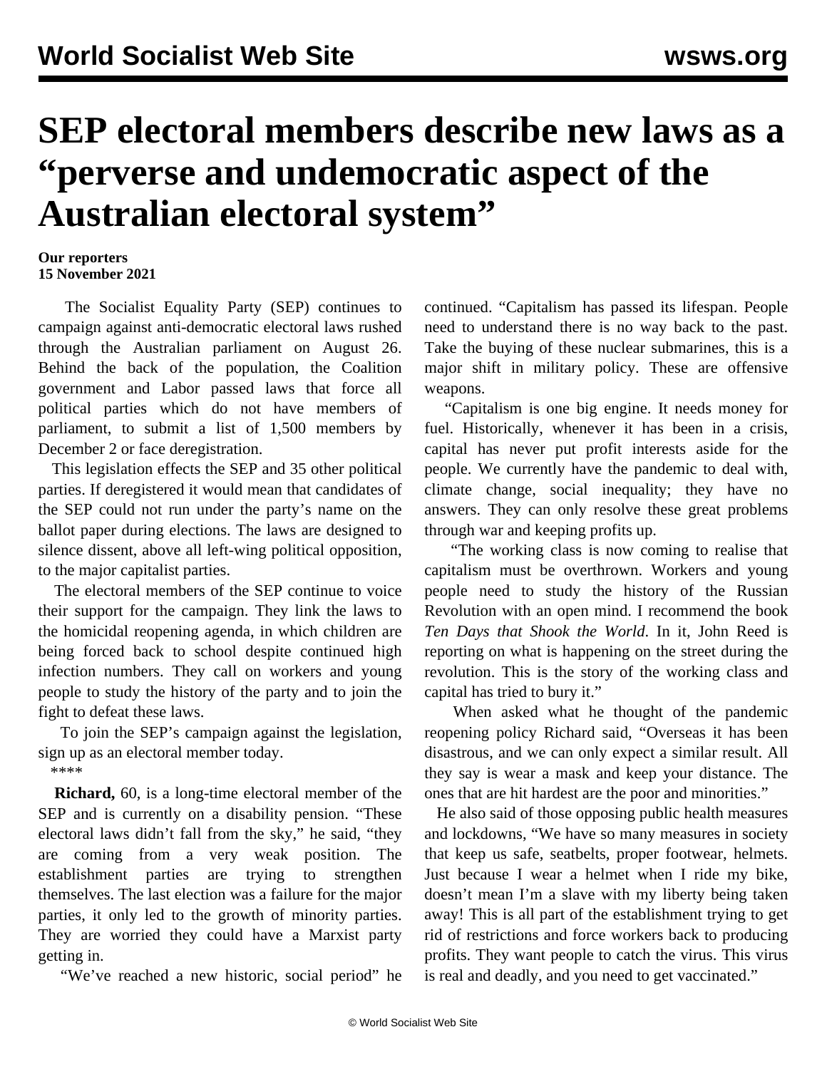# SEP electoral members describe new laws as a "perverse and undemocratic aspect of the Australian electoral system"

**Our reporters**
**15 November 2021**

The Socialist Equality Party (SEP) continues to campaign against anti-democratic electoral laws rushed through the Australian parliament on August 26. Behind the back of the population, the Coalition government and Labor passed laws that force all political parties which do not have members of parliament, to submit a list of 1,500 members by December 2 or face deregistration.

This legislation effects the SEP and 35 other political parties. If deregistered it would mean that candidates of the SEP could not run under the party's name on the ballot paper during elections. The laws are designed to silence dissent, above all left-wing political opposition, to the major capitalist parties.

The electoral members of the SEP continue to voice their support for the campaign. They link the laws to the homicidal reopening agenda, in which children are being forced back to school despite continued high infection numbers. They call on workers and young people to study the history of the party and to join the fight to defeat these laws.

To join the SEP's campaign against the legislation, sign up as an electoral member today.

\*\*\*\*

**Richard,** 60, is a long-time electoral member of the SEP and is currently on a disability pension. "These electoral laws didn't fall from the sky," he said, "they are coming from a very weak position. The establishment parties are trying to strengthen themselves. The last election was a failure for the major parties, it only led to the growth of minority parties. They are worried they could have a Marxist party getting in.

"We've reached a new historic, social period" he continued. "Capitalism has passed its lifespan. People need to understand there is no way back to the past. Take the buying of these nuclear submarines, this is a major shift in military policy. These are offensive weapons.

"Capitalism is one big engine. It needs money for fuel. Historically, whenever it has been in a crisis, capital has never put profit interests aside for the people. We currently have the pandemic to deal with, climate change, social inequality; they have no answers. They can only resolve these great problems through war and keeping profits up.

"The working class is now coming to realise that capitalism must be overthrown. Workers and young people need to study the history of the Russian Revolution with an open mind. I recommend the book *Ten Days that Shook the World*. In it, John Reed is reporting on what is happening on the street during the revolution. This is the story of the working class and capital has tried to bury it."

When asked what he thought of the pandemic reopening policy Richard said, "Overseas it has been disastrous, and we can only expect a similar result. All they say is wear a mask and keep your distance. The ones that are hit hardest are the poor and minorities."

He also said of those opposing public health measures and lockdowns, "We have so many measures in society that keep us safe, seatbelts, proper footwear, helmets. Just because I wear a helmet when I ride my bike, doesn't mean I'm a slave with my liberty being taken away! This is all part of the establishment trying to get rid of restrictions and force workers back to producing profits. They want people to catch the virus. This virus is real and deadly, and you need to get vaccinated."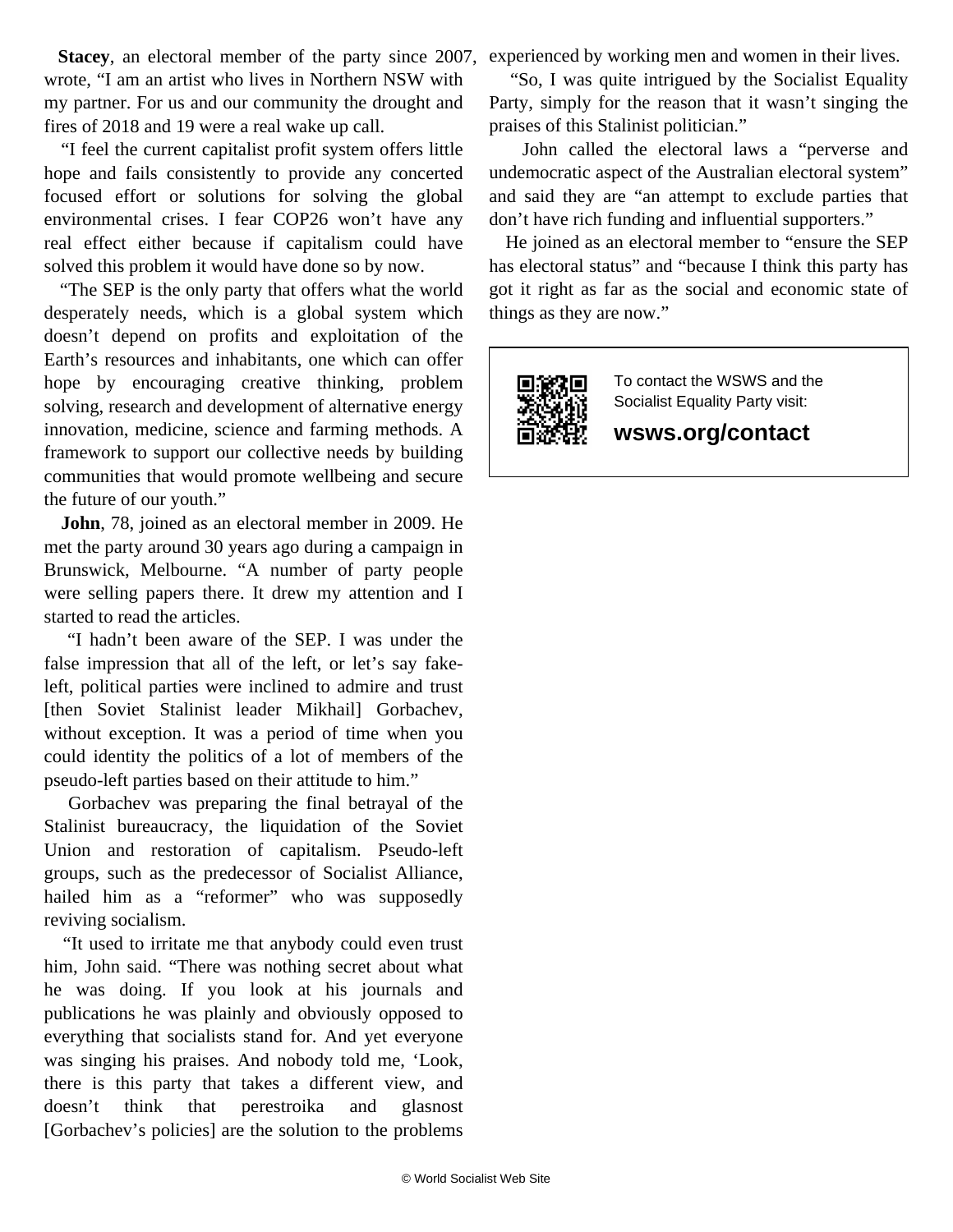**Stacey**, an electoral member of the party since 2007, wrote, "I am an artist who lives in Northern NSW with my partner. For us and our community the drought and fires of 2018 and 19 were a real wake up call.

"I feel the current capitalist profit system offers little hope and fails consistently to provide any concerted focused effort or solutions for solving the global environmental crises. I fear COP26 won't have any real effect either because if capitalism could have solved this problem it would have done so by now.

"The SEP is the only party that offers what the world desperately needs, which is a global system which doesn't depend on profits and exploitation of the Earth's resources and inhabitants, one which can offer hope by encouraging creative thinking, problem solving, research and development of alternative energy innovation, medicine, science and farming methods. A framework to support our collective needs by building communities that would promote wellbeing and secure the future of our youth."

**John**, 78, joined as an electoral member in 2009. He met the party around 30 years ago during a campaign in Brunswick, Melbourne. "A number of party people were selling papers there. It drew my attention and I started to read the articles.

"I hadn't been aware of the SEP. I was under the false impression that all of the left, or let's say fake-left, political parties were inclined to admire and trust [then Soviet Stalinist leader Mikhail] Gorbachev, without exception. It was a period of time when you could identity the politics of a lot of members of the pseudo-left parties based on their attitude to him."

Gorbachev was preparing the final betrayal of the Stalinist bureaucracy, the liquidation of the Soviet Union and restoration of capitalism. Pseudo-left groups, such as the predecessor of Socialist Alliance, hailed him as a "reformer" who was supposedly reviving socialism.

"It used to irritate me that anybody could even trust him, John said. "There was nothing secret about what he was doing. If you look at his journals and publications he was plainly and obviously opposed to everything that socialists stand for. And yet everyone was singing his praises. And nobody told me, 'Look, there is this party that takes a different view, and doesn't think that perestroika and glasnost [Gorbachev's policies] are the solution to the problems experienced by working men and women in their lives.

"So, I was quite intrigued by the Socialist Equality Party, simply for the reason that it wasn't singing the praises of this Stalinist politician."

John called the electoral laws a "perverse and undemocratic aspect of the Australian electoral system" and said they are "an attempt to exclude parties that don't have rich funding and influential supporters."

He joined as an electoral member to "ensure the SEP has electoral status" and "because I think this party has got it right as far as the social and economic state of things as they are now."

To contact the WSWS and the Socialist Equality Party visit:

**wsws.org/contact**